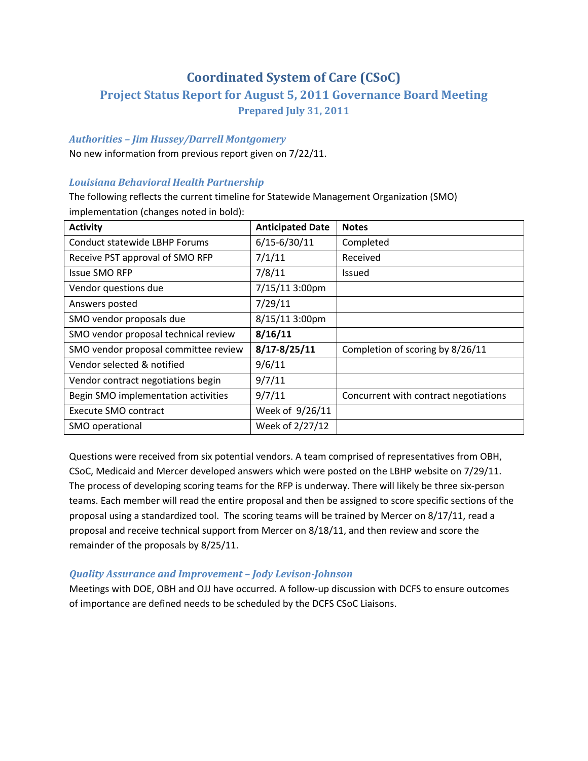# Coordinated System of Care (CSoC)

## Project Status Report for August 5, 2011 Governance Board Meeting

### Prepared July 31, 2011

#### *Authorities – Jim Hussey/Darrell Montgomery*

No new information from previous report given on 7/22/11.

#### *Louisiana Behavioral Health Partnership*

The following reflects the current timeline for Statewide Management Organization (SMO) implementation (changes noted in bold):

| Activity | Anticipated Date | Notes |
|---|---|---|
| Conduct statewide LBHP Forums | 6/15-6/30/11 | Completed |
| Receive PST approval of SMO RFP | 7/1/11 | Received |
| Issue SMO RFP | 7/8/11 | Issued |
| Vendor questions due | 7/15/11 3:00pm | |
| Answers posted | 7/29/11 | |
| SMO vendor proposals due | 8/15/11 3:00pm | |
| SMO vendor proposal technical review | **8/16/11** | |
| SMO vendor proposal committee review | **8/17-8/25/11** | Completion of scoring by 8/26/11 |
| Vendor selected & notified | 9/6/11 | |
| Vendor contract negotiations begin | 9/7/11 | |
| Begin SMO implementation activities | 9/7/11 | Concurrent with contract negotiations |
| Execute SMO contract | Week of 9/26/11 | |
| SMO operational | Week of 2/27/12 | |

Questions were received from six potential vendors. A team comprised of representatives from OBH, CSoC, Medicaid and Mercer developed answers which were posted on the LBHP website on 7/29/11. The process of developing scoring teams for the RFP is underway. There will likely be three six-person teams. Each member will read the entire proposal and then be assigned to score specific sections of the proposal using a standardized tool. The scoring teams will be trained by Mercer on 8/17/11, read a proposal and receive technical support from Mercer on 8/18/11, and then review and score the remainder of the proposals by 8/25/11.

#### *Quality Assurance and Improvement – Jody Levison-Johnson*

Meetings with DOE, OBH and OJJ have occurred. A follow-up discussion with DCFS to ensure outcomes of importance are defined needs to be scheduled by the DCFS CSoC Liaisons.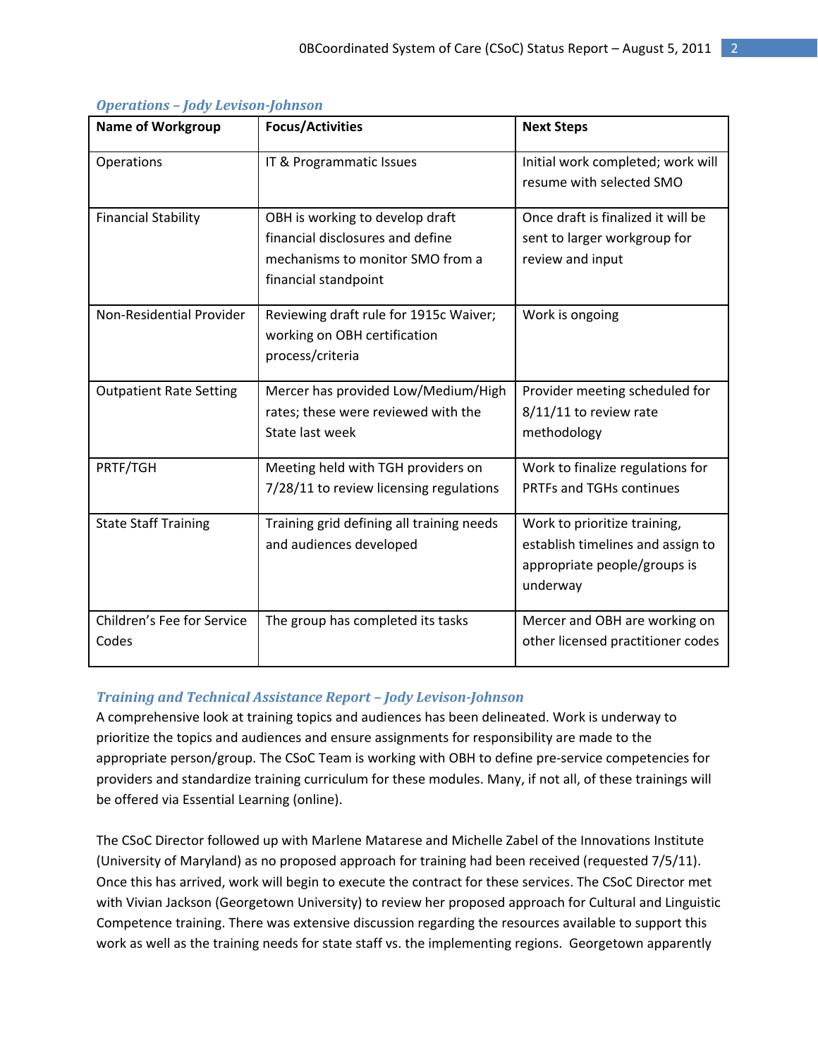### *Operations – Jody Levison-Johnson*

| Name of Workgroup | Focus/Activities | Next Steps |
|---|---|---|
| Operations | IT & Programmatic Issues | Initial work completed; work will resume with selected SMO |
| Financial Stability | OBH is working to develop draft financial disclosures and define mechanisms to monitor SMO from a financial standpoint | Once draft is finalized it will be sent to larger workgroup for review and input |
| Non-Residential Provider | Reviewing draft rule for 1915c Waiver; working on OBH certification process/criteria | Work is ongoing |
| Outpatient Rate Setting | Mercer has provided Low/Medium/High rates; these were reviewed with the State last week | Provider meeting scheduled for 8/11/11 to review rate methodology |
| PRTF/TGH | Meeting held with TGH providers on 7/28/11 to review licensing regulations | Work to finalize regulations for PRTFs and TGHs continues |
| State Staff Training | Training grid defining all training needs and audiences developed | Work to prioritize training, establish timelines and assign to appropriate people/groups is underway |
| Children's Fee for Service Codes | The group has completed its tasks | Mercer and OBH are working on other licensed practitioner codes |

### *Training and Technical Assistance Report – Jody Levison-Johnson*

A comprehensive look at training topics and audiences has been delineated. Work is underway to prioritize the topics and audiences and ensure assignments for responsibility are made to the appropriate person/group. The CSoC Team is working with OBH to define pre-service competencies for providers and standardize training curriculum for these modules. Many, if not all, of these trainings will be offered via Essential Learning (online).

The CSoC Director followed up with Marlene Matarese and Michelle Zabel of the Innovations Institute (University of Maryland) as no proposed approach for training had been received (requested 7/5/11). Once this has arrived, work will begin to execute the contract for these services. The CSoC Director met with Vivian Jackson (Georgetown University) to review her proposed approach for Cultural and Linguistic Competence training. There was extensive discussion regarding the resources available to support this work as well as the training needs for state staff vs. the implementing regions. Georgetown apparently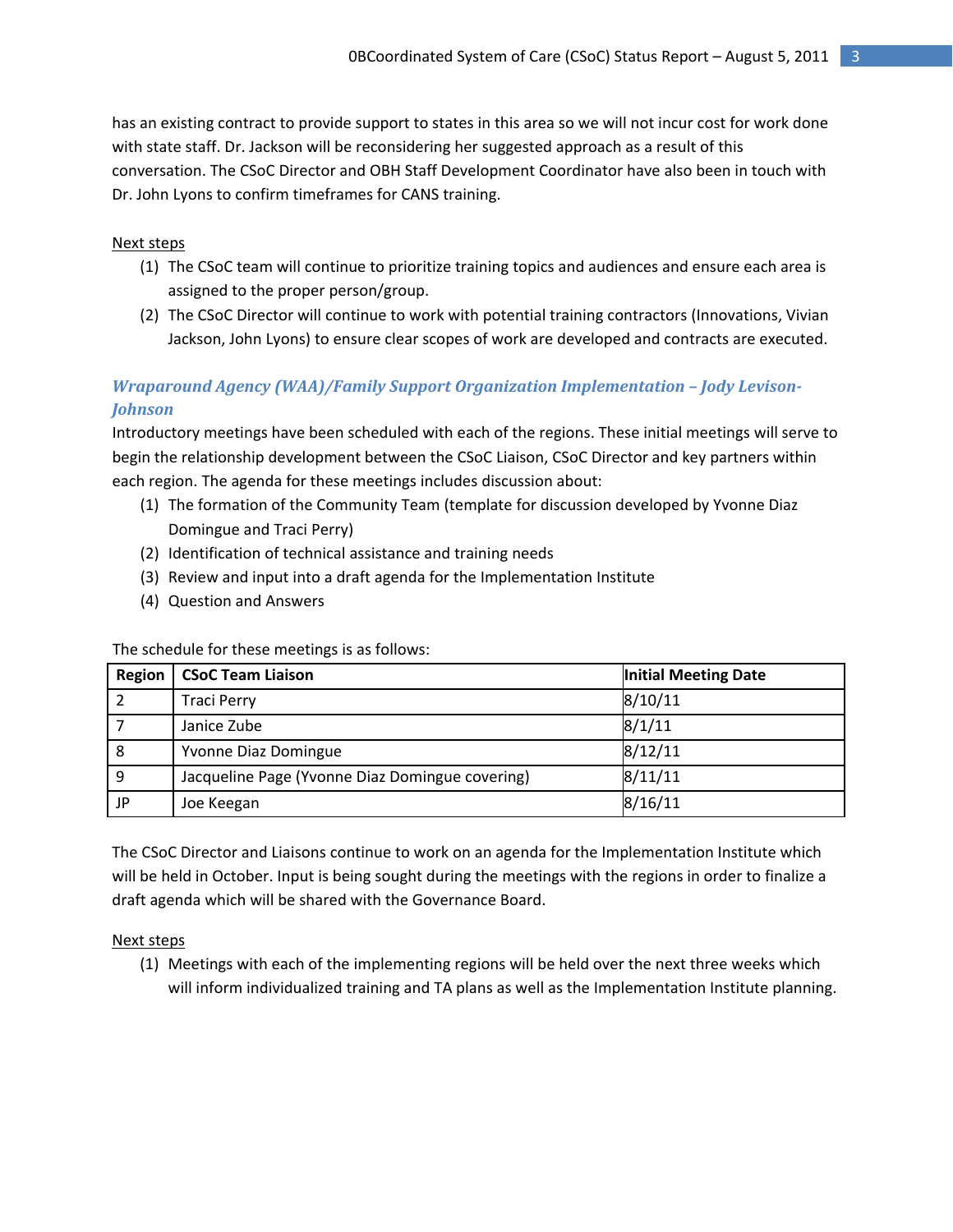has an existing contract to provide support to states in this area so we will not incur cost for work done with state staff. Dr. Jackson will be reconsidering her suggested approach as a result of this conversation. The CSoC Director and OBH Staff Development Coordinator have also been in touch with Dr. John Lyons to confirm timeframes for CANS training.

Next steps

(1) The CSoC team will continue to prioritize training topics and audiences and ensure each area is assigned to the proper person/group.
(2) The CSoC Director will continue to work with potential training contractors (Innovations, Vivian Jackson, John Lyons) to ensure clear scopes of work are developed and contracts are executed.

### *Wraparound Agency (WAA)/Family Support Organization Implementation – Jody Levison-Johnson*

Introductory meetings have been scheduled with each of the regions. These initial meetings will serve to begin the relationship development between the CSoC Liaison, CSoC Director and key partners within each region. The agenda for these meetings includes discussion about:

(1) The formation of the Community Team (template for discussion developed by Yvonne Diaz Domingue and Traci Perry)
(2) Identification of technical assistance and training needs
(3) Review and input into a draft agenda for the Implementation Institute
(4) Question and Answers

The schedule for these meetings is as follows:

| Region | CSoC Team Liaison | Initial Meeting Date |
|---|---|---|
| 2 | Traci Perry | 8/10/11 |
| 7 | Janice Zube | 8/1/11 |
| 8 | Yvonne Diaz Domingue | 8/12/11 |
| 9 | Jacqueline Page (Yvonne Diaz Domingue covering) | 8/11/11 |
| JP | Joe Keegan | 8/16/11 |

The CSoC Director and Liaisons continue to work on an agenda for the Implementation Institute which will be held in October. Input is being sought during the meetings with the regions in order to finalize a draft agenda which will be shared with the Governance Board.

Next steps

(1) Meetings with each of the implementing regions will be held over the next three weeks which will inform individualized training and TA plans as well as the Implementation Institute planning.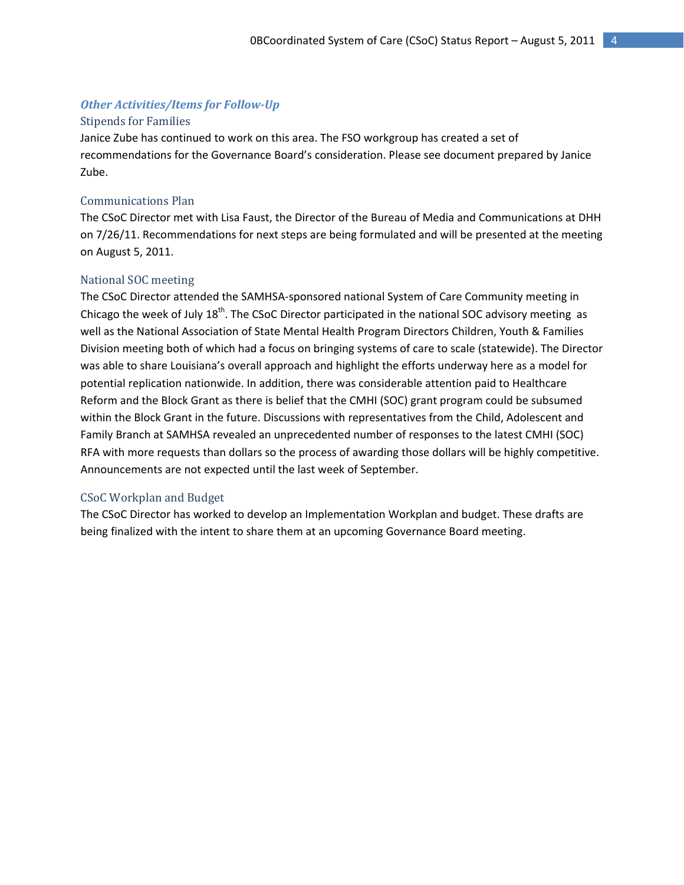### *Other Activities/Items for Follow-Up*

#### Stipends for Families

Janice Zube has continued to work on this area. The FSO workgroup has created a set of recommendations for the Governance Board's consideration. Please see document prepared by Janice Zube.

#### Communications Plan

The CSoC Director met with Lisa Faust, the Director of the Bureau of Media and Communications at DHH on 7/26/11. Recommendations for next steps are being formulated and will be presented at the meeting on August 5, 2011.

#### National SOC meeting

The CSoC Director attended the SAMHSA-sponsored national System of Care Community meeting in Chicago the week of July 18th. The CSoC Director participated in the national SOC advisory meeting as well as the National Association of State Mental Health Program Directors Children, Youth & Families Division meeting both of which had a focus on bringing systems of care to scale (statewide). The Director was able to share Louisiana's overall approach and highlight the efforts underway here as a model for potential replication nationwide. In addition, there was considerable attention paid to Healthcare Reform and the Block Grant as there is belief that the CMHI (SOC) grant program could be subsumed within the Block Grant in the future. Discussions with representatives from the Child, Adolescent and Family Branch at SAMHSA revealed an unprecedented number of responses to the latest CMHI (SOC) RFA with more requests than dollars so the process of awarding those dollars will be highly competitive. Announcements are not expected until the last week of September.

#### CSoC Workplan and Budget

The CSoC Director has worked to develop an Implementation Workplan and budget. These drafts are being finalized with the intent to share them at an upcoming Governance Board meeting.